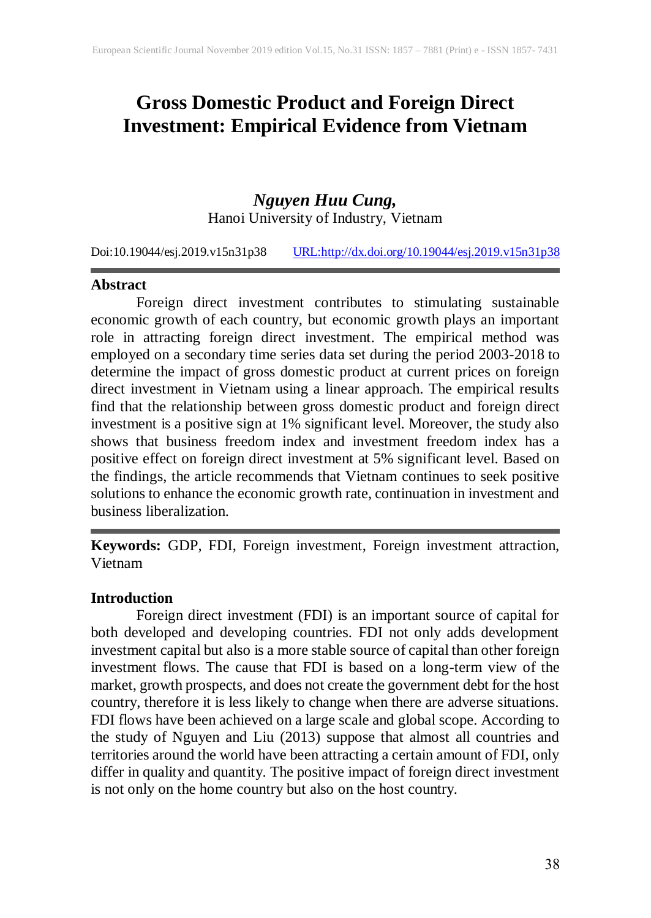# Gross Domestic Product and Foreign Direct Investment: Empirical Evidence from Vietnam

***Nguyen Huu Cung,***
Hanoi University of Industry, Vietnam

Doi:10.19044/esj.2019.v15n31p38 URL:http://dx.doi.org/10.19044/esj.2019.v15n31p38

## Abstract

Foreign direct investment contributes to stimulating sustainable economic growth of each country, but economic growth plays an important role in attracting foreign direct investment. The empirical method was employed on a secondary time series data set during the period 2003-2018 to determine the impact of gross domestic product at current prices on foreign direct investment in Vietnam using a linear approach. The empirical results find that the relationship between gross domestic product and foreign direct investment is a positive sign at 1% significant level. Moreover, the study also shows that business freedom index and investment freedom index has a positive effect on foreign direct investment at 5% significant level. Based on the findings, the article recommends that Vietnam continues to seek positive solutions to enhance the economic growth rate, continuation in investment and business liberalization.

**Keywords:** GDP, FDI, Foreign investment, Foreign investment attraction, Vietnam

## Introduction

Foreign direct investment (FDI) is an important source of capital for both developed and developing countries. FDI not only adds development investment capital but also is a more stable source of capital than other foreign investment flows. The cause that FDI is based on a long-term view of the market, growth prospects, and does not create the government debt for the host country, therefore it is less likely to change when there are adverse situations. FDI flows have been achieved on a large scale and global scope. According to the study of Nguyen and Liu (2013) suppose that almost all countries and territories around the world have been attracting a certain amount of FDI, only differ in quality and quantity. The positive impact of foreign direct investment is not only on the home country but also on the host country.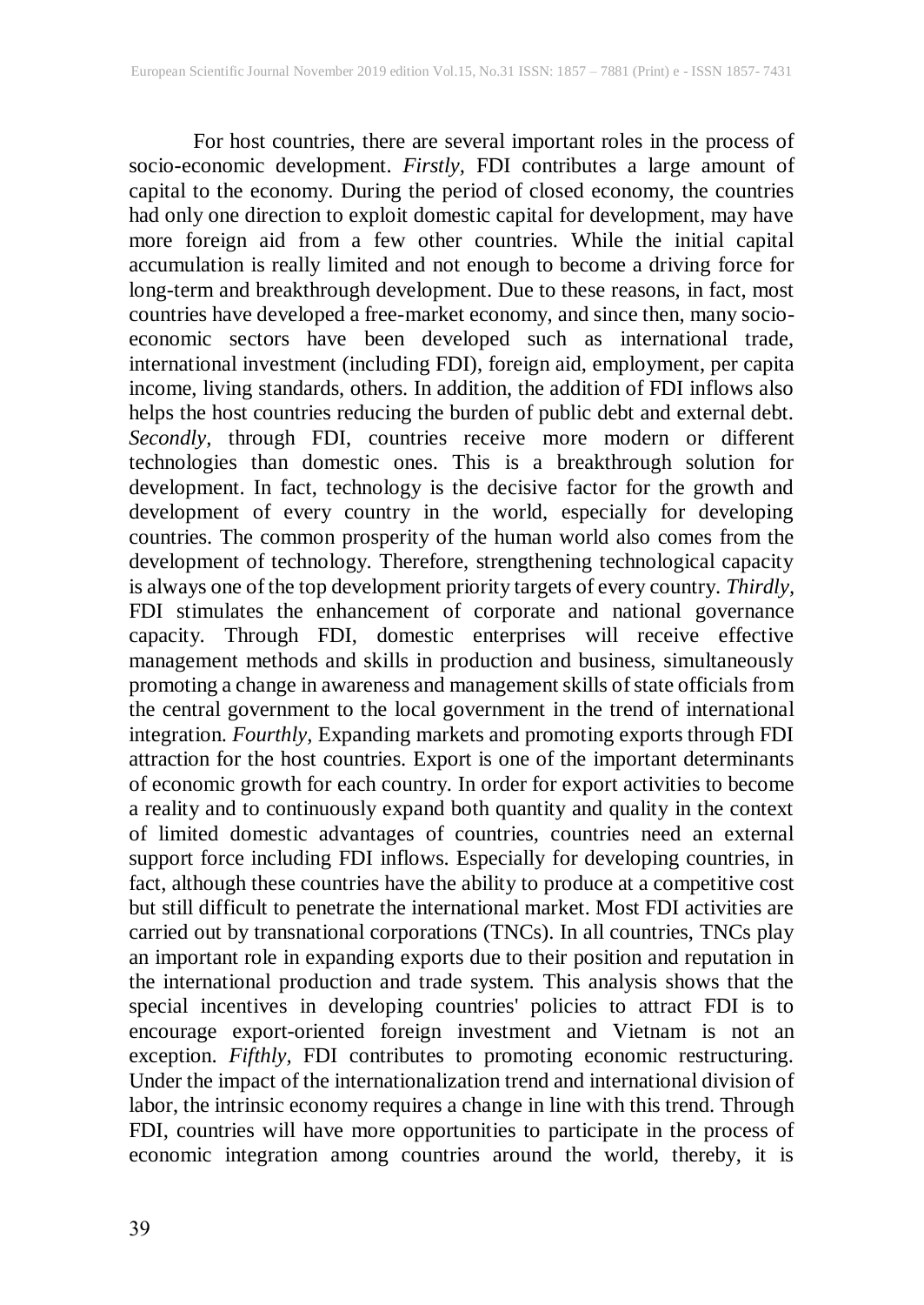For host countries, there are several important roles in the process of socio-economic development. *Firstly*, FDI contributes a large amount of capital to the economy. During the period of closed economy, the countries had only one direction to exploit domestic capital for development, may have more foreign aid from a few other countries. While the initial capital accumulation is really limited and not enough to become a driving force for long-term and breakthrough development. Due to these reasons, in fact, most countries have developed a free-market economy, and since then, many socio-economic sectors have been developed such as international trade, international investment (including FDI), foreign aid, employment, per capita income, living standards, others. In addition, the addition of FDI inflows also helps the host countries reducing the burden of public debt and external debt. *Secondly*, through FDI, countries receive more modern or different technologies than domestic ones. This is a breakthrough solution for development. In fact, technology is the decisive factor for the growth and development of every country in the world, especially for developing countries. The common prosperity of the human world also comes from the development of technology. Therefore, strengthening technological capacity is always one of the top development priority targets of every country. *Thirdly*, FDI stimulates the enhancement of corporate and national governance capacity. Through FDI, domestic enterprises will receive effective management methods and skills in production and business, simultaneously promoting a change in awareness and management skills of state officials from the central government to the local government in the trend of international integration. *Fourthly*, Expanding markets and promoting exports through FDI attraction for the host countries. Export is one of the important determinants of economic growth for each country. In order for export activities to become a reality and to continuously expand both quantity and quality in the context of limited domestic advantages of countries, countries need an external support force including FDI inflows. Especially for developing countries, in fact, although these countries have the ability to produce at a competitive cost but still difficult to penetrate the international market. Most FDI activities are carried out by transnational corporations (TNCs). In all countries, TNCs play an important role in expanding exports due to their position and reputation in the international production and trade system. This analysis shows that the special incentives in developing countries' policies to attract FDI is to encourage export-oriented foreign investment and Vietnam is not an exception. *Fifthly*, FDI contributes to promoting economic restructuring. Under the impact of the internationalization trend and international division of labor, the intrinsic economy requires a change in line with this trend. Through FDI, countries will have more opportunities to participate in the process of economic integration among countries around the world, thereby, it is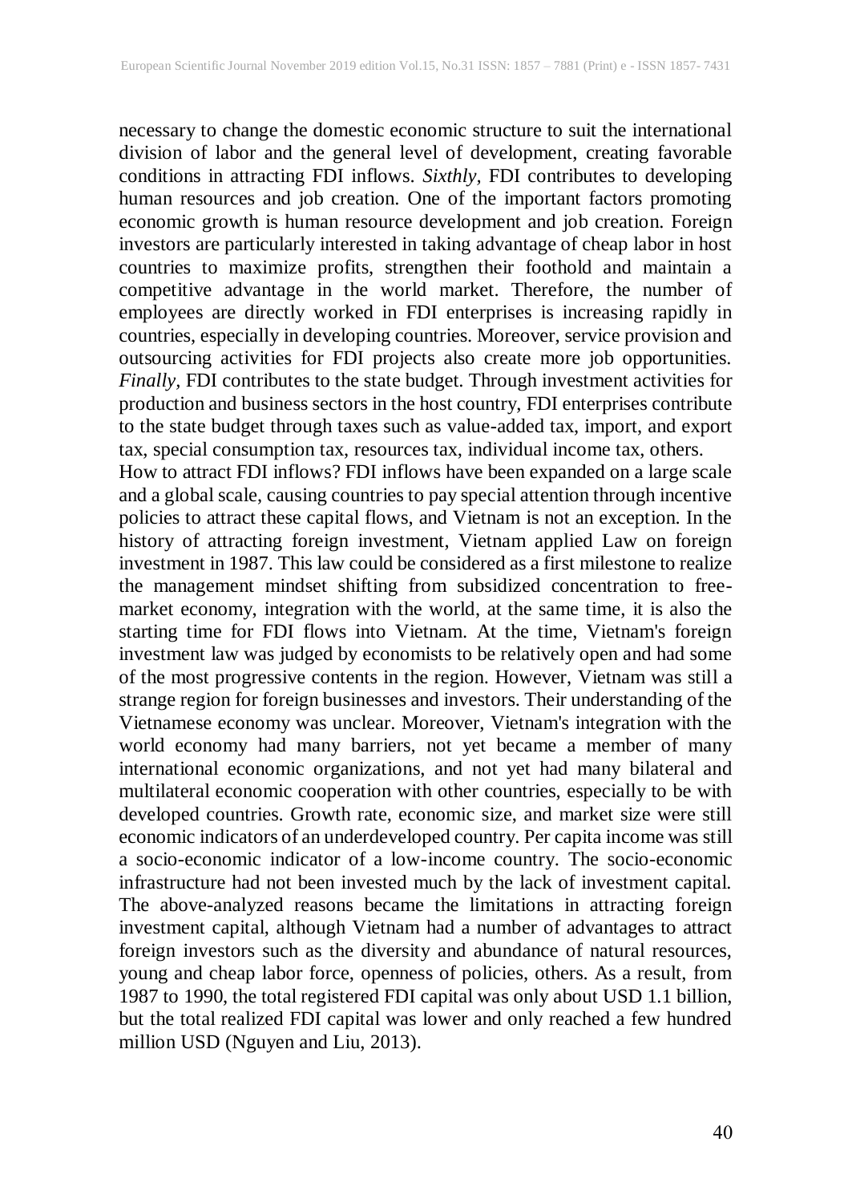necessary to change the domestic economic structure to suit the international division of labor and the general level of development, creating favorable conditions in attracting FDI inflows. *Sixthly,* FDI contributes to developing human resources and job creation. One of the important factors promoting economic growth is human resource development and job creation. Foreign investors are particularly interested in taking advantage of cheap labor in host countries to maximize profits, strengthen their foothold and maintain a competitive advantage in the world market. Therefore, the number of employees are directly worked in FDI enterprises is increasing rapidly in countries, especially in developing countries. Moreover, service provision and outsourcing activities for FDI projects also create more job opportunities. *Finally,* FDI contributes to the state budget. Through investment activities for production and business sectors in the host country, FDI enterprises contribute to the state budget through taxes such as value-added tax, import, and export tax, special consumption tax, resources tax, individual income tax, others.

How to attract FDI inflows? FDI inflows have been expanded on a large scale and a global scale, causing countries to pay special attention through incentive policies to attract these capital flows, and Vietnam is not an exception. In the history of attracting foreign investment, Vietnam applied Law on foreign investment in 1987. This law could be considered as a first milestone to realize the management mindset shifting from subsidized concentration to free-market economy, integration with the world, at the same time, it is also the starting time for FDI flows into Vietnam. At the time, Vietnam's foreign investment law was judged by economists to be relatively open and had some of the most progressive contents in the region. However, Vietnam was still a strange region for foreign businesses and investors. Their understanding of the Vietnamese economy was unclear. Moreover, Vietnam's integration with the world economy had many barriers, not yet became a member of many international economic organizations, and not yet had many bilateral and multilateral economic cooperation with other countries, especially to be with developed countries. Growth rate, economic size, and market size were still economic indicators of an underdeveloped country. Per capita income was still a socio-economic indicator of a low-income country. The socio-economic infrastructure had not been invested much by the lack of investment capital. The above-analyzed reasons became the limitations in attracting foreign investment capital, although Vietnam had a number of advantages to attract foreign investors such as the diversity and abundance of natural resources, young and cheap labor force, openness of policies, others. As a result, from 1987 to 1990, the total registered FDI capital was only about USD 1.1 billion, but the total realized FDI capital was lower and only reached a few hundred million USD (Nguyen and Liu, 2013).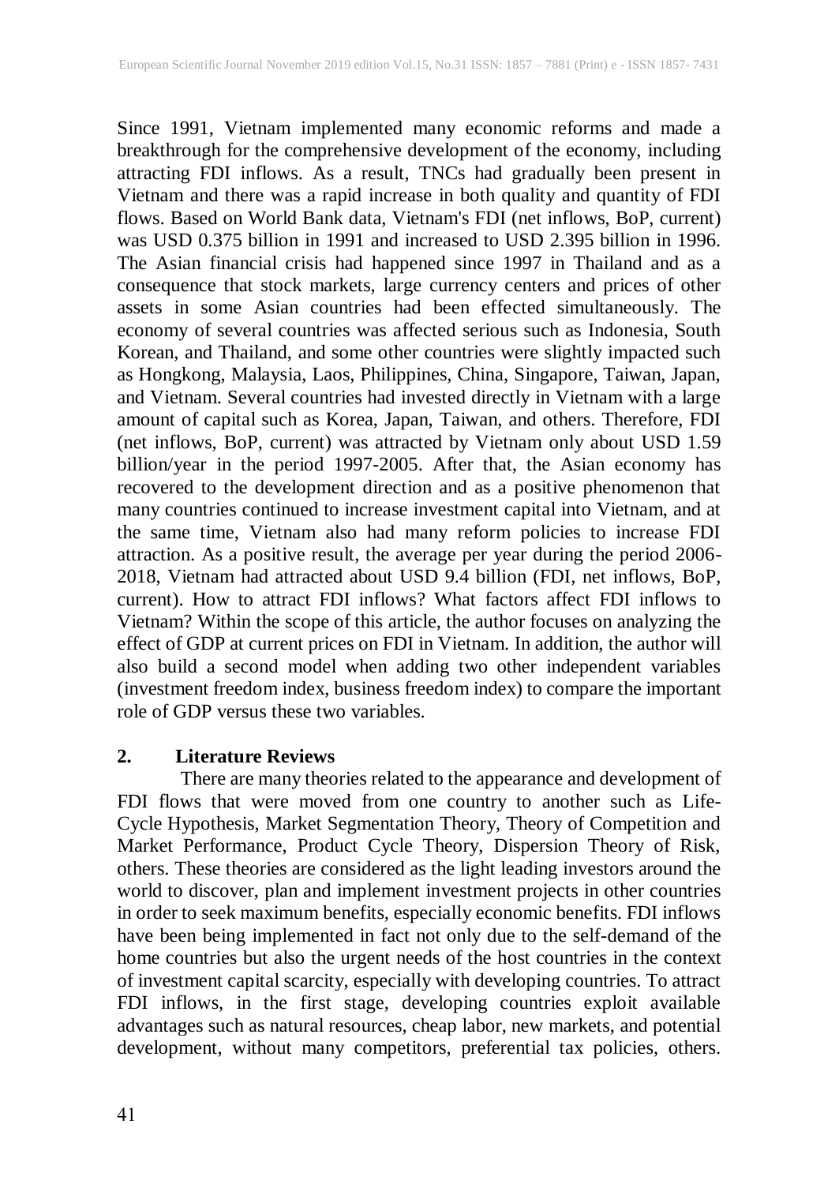Since 1991, Vietnam implemented many economic reforms and made a breakthrough for the comprehensive development of the economy, including attracting FDI inflows. As a result, TNCs had gradually been present in Vietnam and there was a rapid increase in both quality and quantity of FDI flows. Based on World Bank data, Vietnam's FDI (net inflows, BoP, current) was USD 0.375 billion in 1991 and increased to USD 2.395 billion in 1996. The Asian financial crisis had happened since 1997 in Thailand and as a consequence that stock markets, large currency centers and prices of other assets in some Asian countries had been effected simultaneously. The economy of several countries was affected serious such as Indonesia, South Korean, and Thailand, and some other countries were slightly impacted such as Hongkong, Malaysia, Laos, Philippines, China, Singapore, Taiwan, Japan, and Vietnam. Several countries had invested directly in Vietnam with a large amount of capital such as Korea, Japan, Taiwan, and others. Therefore, FDI (net inflows, BoP, current) was attracted by Vietnam only about USD 1.59 billion/year in the period 1997-2005. After that, the Asian economy has recovered to the development direction and as a positive phenomenon that many countries continued to increase investment capital into Vietnam, and at the same time, Vietnam also had many reform policies to increase FDI attraction. As a positive result, the average per year during the period 2006-2018, Vietnam had attracted about USD 9.4 billion (FDI, net inflows, BoP, current). How to attract FDI inflows? What factors affect FDI inflows to Vietnam? Within the scope of this article, the author focuses on analyzing the effect of GDP at current prices on FDI in Vietnam. In addition, the author will also build a second model when adding two other independent variables (investment freedom index, business freedom index) to compare the important role of GDP versus these two variables.

## 2. Literature Reviews

There are many theories related to the appearance and development of FDI flows that were moved from one country to another such as Life-Cycle Hypothesis, Market Segmentation Theory, Theory of Competition and Market Performance, Product Cycle Theory, Dispersion Theory of Risk, others. These theories are considered as the light leading investors around the world to discover, plan and implement investment projects in other countries in order to seek maximum benefits, especially economic benefits. FDI inflows have been being implemented in fact not only due to the self-demand of the home countries but also the urgent needs of the host countries in the context of investment capital scarcity, especially with developing countries. To attract FDI inflows, in the first stage, developing countries exploit available advantages such as natural resources, cheap labor, new markets, and potential development, without many competitors, preferential tax policies, others.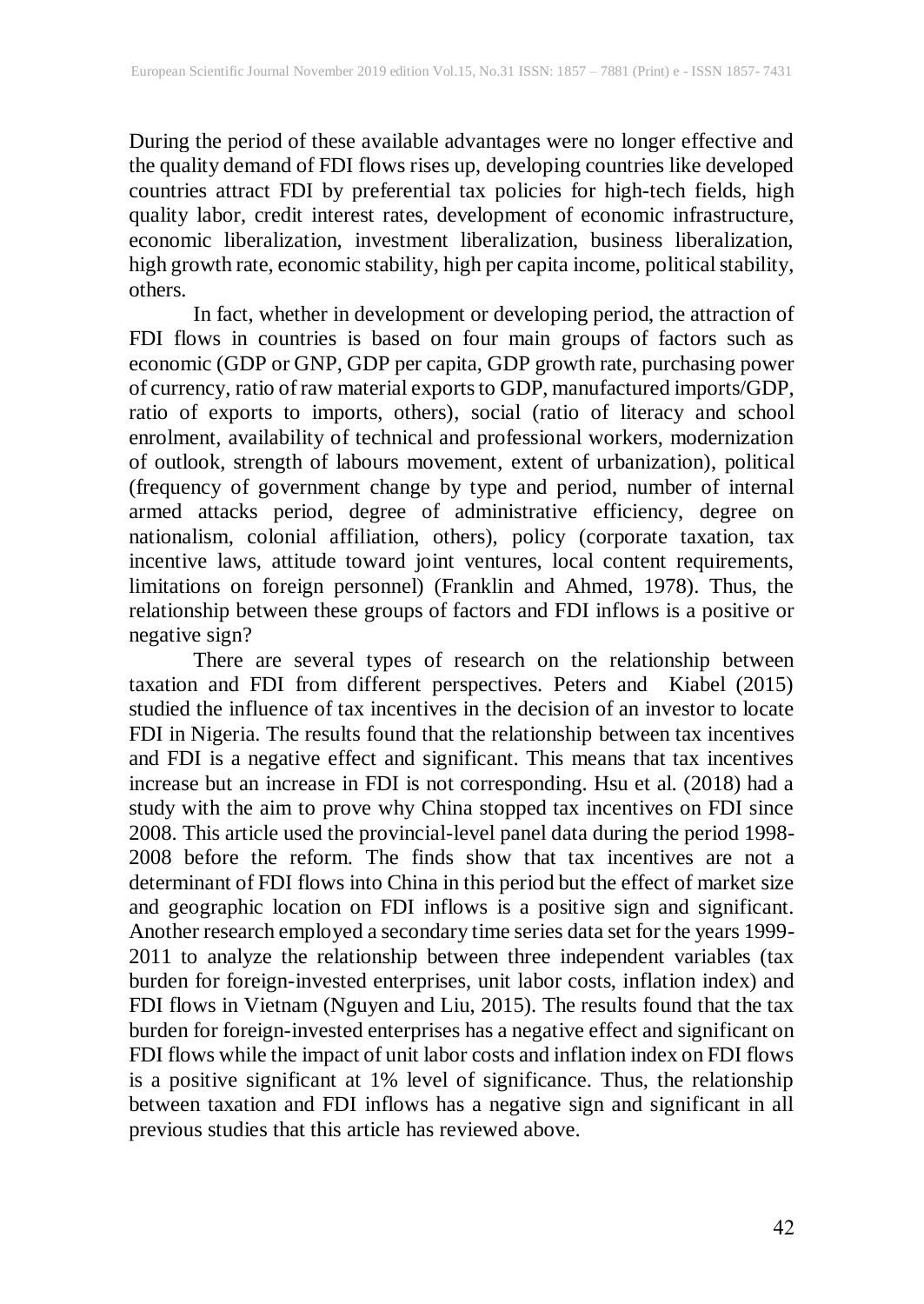During the period of these available advantages were no longer effective and the quality demand of FDI flows rises up, developing countries like developed countries attract FDI by preferential tax policies for high-tech fields, high quality labor, credit interest rates, development of economic infrastructure, economic liberalization, investment liberalization, business liberalization, high growth rate, economic stability, high per capita income, political stability, others.

In fact, whether in development or developing period, the attraction of FDI flows in countries is based on four main groups of factors such as economic (GDP or GNP, GDP per capita, GDP growth rate, purchasing power of currency, ratio of raw material exports to GDP, manufactured imports/GDP, ratio of exports to imports, others), social (ratio of literacy and school enrolment, availability of technical and professional workers, modernization of outlook, strength of labours movement, extent of urbanization), political (frequency of government change by type and period, number of internal armed attacks period, degree of administrative efficiency, degree on nationalism, colonial affiliation, others), policy (corporate taxation, tax incentive laws, attitude toward joint ventures, local content requirements, limitations on foreign personnel) (Franklin and Ahmed, 1978). Thus, the relationship between these groups of factors and FDI inflows is a positive or negative sign?

There are several types of research on the relationship between taxation and FDI from different perspectives. Peters and Kiabel (2015) studied the influence of tax incentives in the decision of an investor to locate FDI in Nigeria. The results found that the relationship between tax incentives and FDI is a negative effect and significant. This means that tax incentives increase but an increase in FDI is not corresponding. Hsu et al. (2018) had a study with the aim to prove why China stopped tax incentives on FDI since 2008. This article used the provincial-level panel data during the period 1998-2008 before the reform. The finds show that tax incentives are not a determinant of FDI flows into China in this period but the effect of market size and geographic location on FDI inflows is a positive sign and significant. Another research employed a secondary time series data set for the years 1999-2011 to analyze the relationship between three independent variables (tax burden for foreign-invested enterprises, unit labor costs, inflation index) and FDI flows in Vietnam (Nguyen and Liu, 2015). The results found that the tax burden for foreign-invested enterprises has a negative effect and significant on FDI flows while the impact of unit labor costs and inflation index on FDI flows is a positive significant at 1% level of significance. Thus, the relationship between taxation and FDI inflows has a negative sign and significant in all previous studies that this article has reviewed above.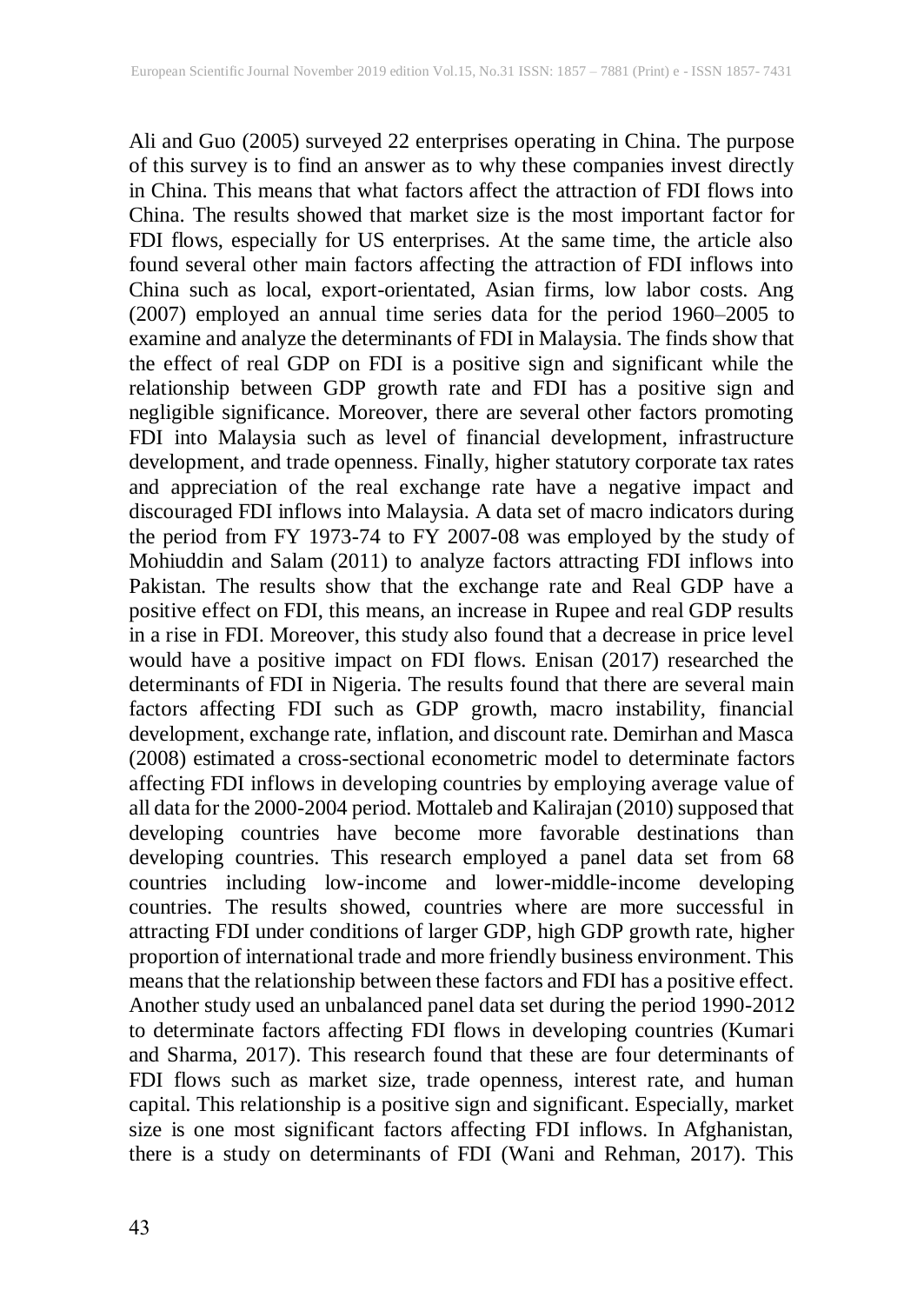Ali and Guo (2005) surveyed 22 enterprises operating in China. The purpose of this survey is to find an answer as to why these companies invest directly in China. This means that what factors affect the attraction of FDI flows into China. The results showed that market size is the most important factor for FDI flows, especially for US enterprises. At the same time, the article also found several other main factors affecting the attraction of FDI inflows into China such as local, export-orientated, Asian firms, low labor costs. Ang (2007) employed an annual time series data for the period 1960–2005 to examine and analyze the determinants of FDI in Malaysia. The finds show that the effect of real GDP on FDI is a positive sign and significant while the relationship between GDP growth rate and FDI has a positive sign and negligible significance. Moreover, there are several other factors promoting FDI into Malaysia such as level of financial development, infrastructure development, and trade openness. Finally, higher statutory corporate tax rates and appreciation of the real exchange rate have a negative impact and discouraged FDI inflows into Malaysia. A data set of macro indicators during the period from FY 1973-74 to FY 2007-08 was employed by the study of Mohiuddin and Salam (2011) to analyze factors attracting FDI inflows into Pakistan. The results show that the exchange rate and Real GDP have a positive effect on FDI, this means, an increase in Rupee and real GDP results in a rise in FDI. Moreover, this study also found that a decrease in price level would have a positive impact on FDI flows. Enisan (2017) researched the determinants of FDI in Nigeria. The results found that there are several main factors affecting FDI such as GDP growth, macro instability, financial development, exchange rate, inflation, and discount rate. Demirhan and Masca (2008) estimated a cross-sectional econometric model to determinate factors affecting FDI inflows in developing countries by employing average value of all data for the 2000-2004 period. Mottaleb and Kalirajan (2010) supposed that developing countries have become more favorable destinations than developing countries. This research employed a panel data set from 68 countries including low-income and lower-middle-income developing countries. The results showed, countries where are more successful in attracting FDI under conditions of larger GDP, high GDP growth rate, higher proportion of international trade and more friendly business environment. This means that the relationship between these factors and FDI has a positive effect. Another study used an unbalanced panel data set during the period 1990-2012 to determinate factors affecting FDI flows in developing countries (Kumari and Sharma, 2017). This research found that these are four determinants of FDI flows such as market size, trade openness, interest rate, and human capital. This relationship is a positive sign and significant. Especially, market size is one most significant factors affecting FDI inflows. In Afghanistan, there is a study on determinants of FDI (Wani and Rehman, 2017). This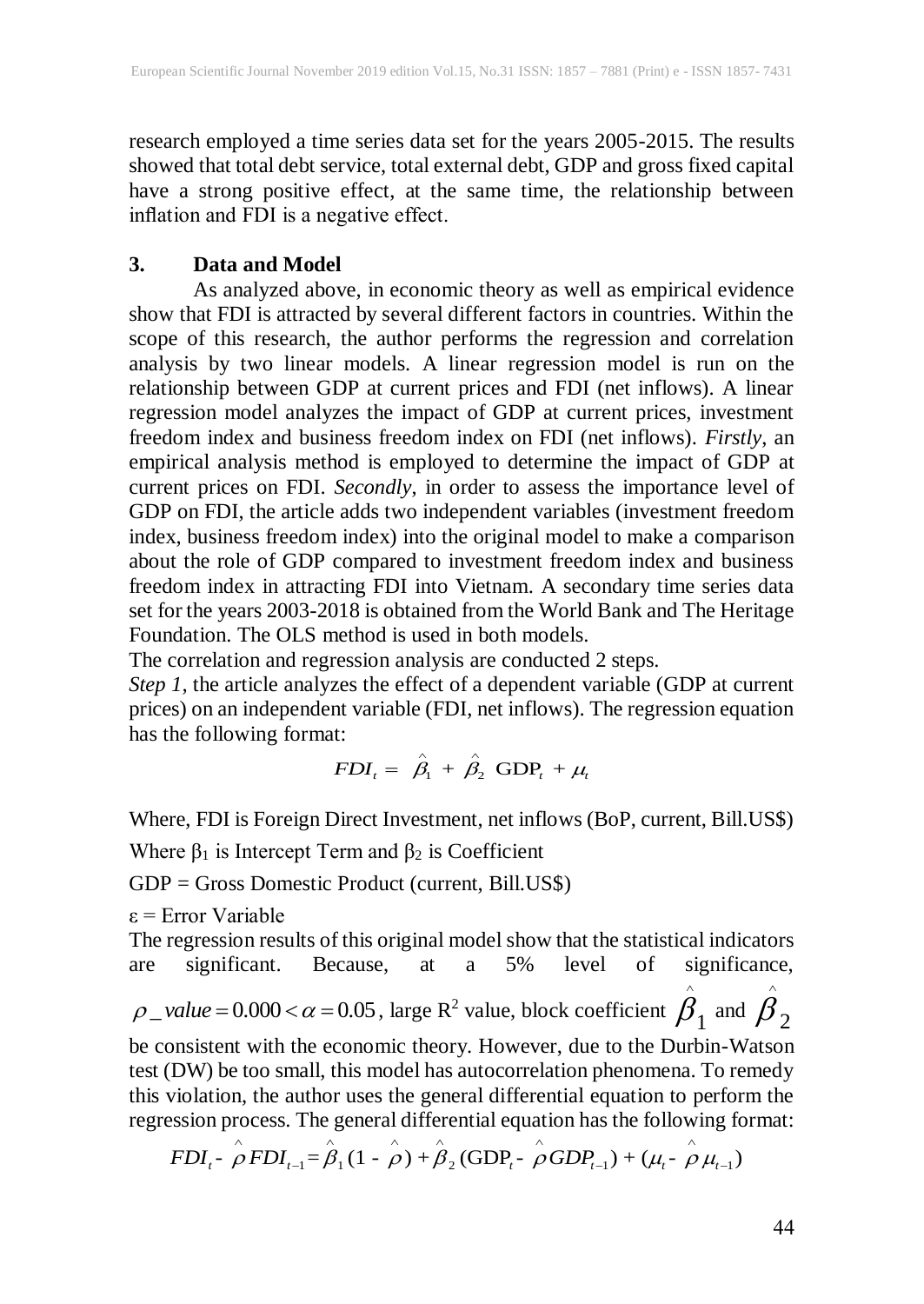research employed a time series data set for the years 2005-2015. The results showed that total debt service, total external debt, GDP and gross fixed capital have a strong positive effect, at the same time, the relationship between inflation and FDI is a negative effect.

## 3. Data and Model

As analyzed above, in economic theory as well as empirical evidence show that FDI is attracted by several different factors in countries. Within the scope of this research, the author performs the regression and correlation analysis by two linear models. A linear regression model is run on the relationship between GDP at current prices and FDI (net inflows). A linear regression model analyzes the impact of GDP at current prices, investment freedom index and business freedom index on FDI (net inflows). *Firstly*, an empirical analysis method is employed to determine the impact of GDP at current prices on FDI. *Secondly*, in order to assess the importance level of GDP on FDI, the article adds two independent variables (investment freedom index, business freedom index) into the original model to make a comparison about the role of GDP compared to investment freedom index and business freedom index in attracting FDI into Vietnam. A secondary time series data set for the years 2003-2018 is obtained from the World Bank and The Heritage Foundation. The OLS method is used in both models.

The correlation and regression analysis are conducted 2 steps.

*Step 1*, the article analyzes the effect of a dependent variable (GDP at current prices) on an independent variable (FDI, net inflows). The regression equation has the following format:

$$FDI_t = \hat{\beta}_1 + \hat{\beta}_2 \ \text{GDP}_t + \mu_t$$

Where, FDI is Foreign Direct Investment, net inflows (BoP, current, Bill.US$)

Where $\beta_1$ is Intercept Term and $\beta_2$ is Coefficient

GDP = Gross Domestic Product (current, Bill.US$)

$\varepsilon$ = Error Variable

The regression results of this original model show that the statistical indicators are significant. Because, at a 5% level of significance, $\rho\_value = 0.000 < \alpha = 0.05$, large $R^2$ value, block coefficient $\hat{\beta}_1$ and $\hat{\beta}_2$ be consistent with the economic theory. However, due to the Durbin-Watson test (DW) be too small, this model has autocorrelation phenomena. To remedy this violation, the author uses the general differential equation to perform the regression process. The general differential equation has the following format:

$$FDI_t - \hat{\rho} FDI_{t-1} = \hat{\beta}_1 (1 - \hat{\rho}) + \hat{\beta}_2 (\text{GDP}_t - \hat{\rho} GDP_{t-1}) + (\mu_t - \hat{\rho}\, \mu_{t-1})$$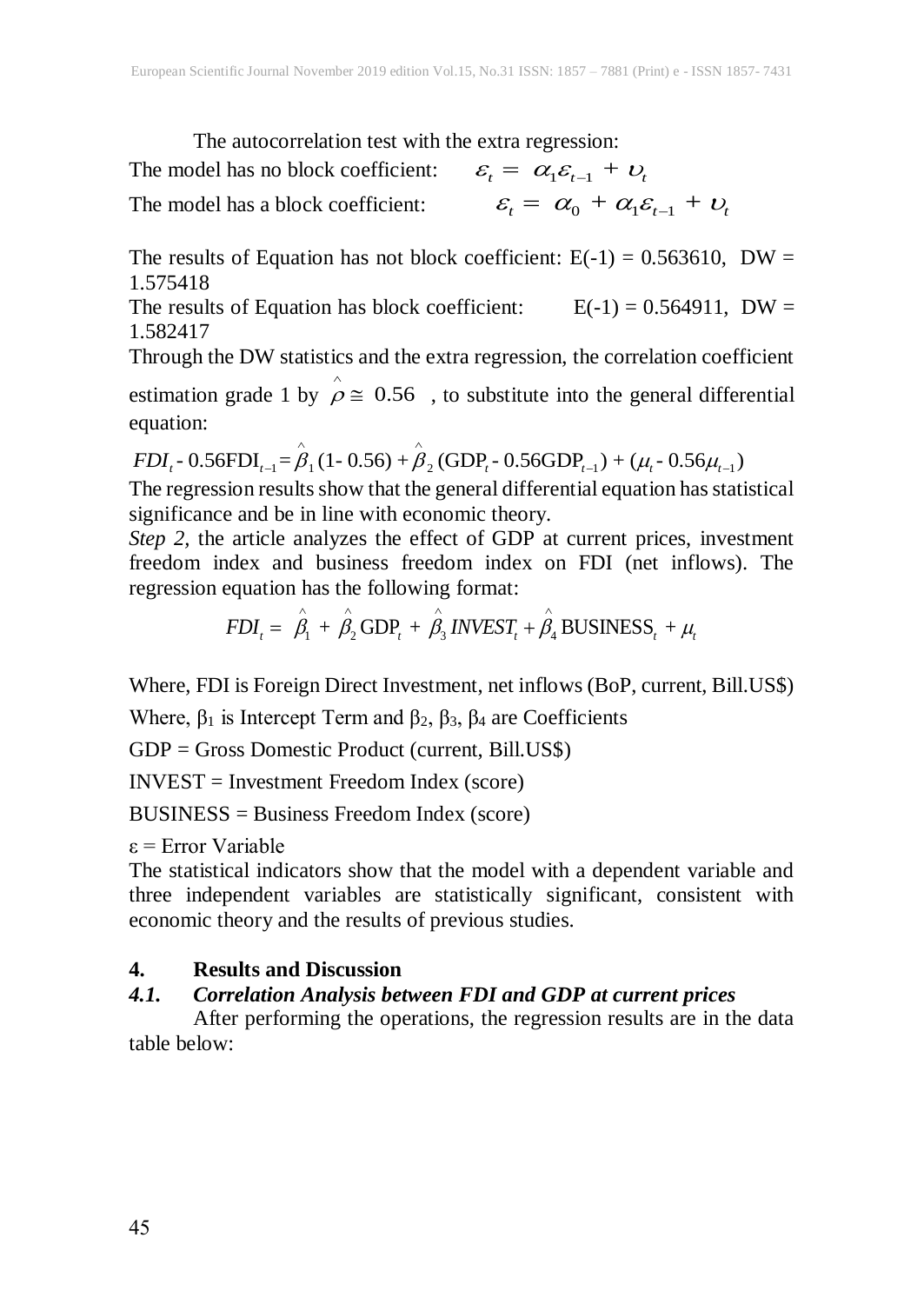The autocorrelation test with the extra regression:

The model has no block coefficient: $\varepsilon_t = \alpha_1 \varepsilon_{t-1} + \upsilon_t$

The model has a block coefficient: $\varepsilon_t = \alpha_0 + \alpha_1 \varepsilon_{t-1} + \upsilon_t$

The results of Equation has not block coefficient: E(-1) = 0.563610, DW = 1.575418

The results of Equation has block coefficient: E(-1) = 0.564911, DW = 1.582417

Through the DW statistics and the extra regression, the correlation coefficient estimation grade 1 by $\hat{\rho} \cong 0.56$ , to substitute into the general differential equation:

$$FDI_t - 0.56FDI_{t-1} = \hat{\beta}_1 (1 - 0.56) + \hat{\beta}_2 (GDP_t - 0.56GDP_{t-1}) + (\mu_t - 0.56\mu_{t-1})$$

The regression results show that the general differential equation has statistical significance and be in line with economic theory.

*Step 2*, the article analyzes the effect of GDP at current prices, investment freedom index and business freedom index on FDI (net inflows). The regression equation has the following format:

$$FDI_t = \hat{\beta}_1 + \hat{\beta}_2 \text{GDP}_t + \hat{\beta}_3 INVEST_t + \hat{\beta}_4 \text{BUSINESS}_t + \mu_t$$

Where, FDI is Foreign Direct Investment, net inflows (BoP, current, Bill.US$)

Where, $\beta_1$ is Intercept Term and $\beta_2$, $\beta_3$, $\beta_4$ are Coefficients

GDP = Gross Domestic Product (current, Bill.US$)

INVEST = Investment Freedom Index (score)

BUSINESS = Business Freedom Index (score)

$\varepsilon$ = Error Variable

The statistical indicators show that the model with a dependent variable and three independent variables are statistically significant, consistent with economic theory and the results of previous studies.

## 4. Results and Discussion

### *4.1. Correlation Analysis between FDI and GDP at current prices*

After performing the operations, the regression results are in the data table below: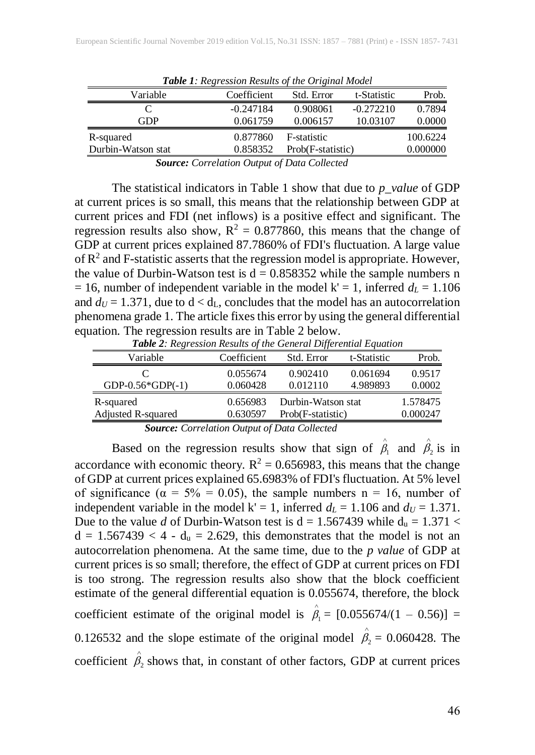***Table 1**: Regression Results of the Original Model*

| Variable | Coefficient | Std. Error | t-Statistic | Prob. |
|---|---|---|---|---|
| C | -0.247184 | 0.908061 | -0.272210 | 0.7894 |
| GDP | 0.061759 | 0.006157 | 10.03107 | 0.0000 |
| R-squared | 0.877860 | F-statistic | | 100.6224 |
| Durbin-Watson stat | 0.858352 | Prob(F-statistic) | | 0.000000 |

***Source:** Correlation Output of Data Collected*

The statistical indicators in Table 1 show that due to *p_value* of GDP at current prices is so small, this means that the relationship between GDP at current prices and FDI (net inflows) is a positive effect and significant. The regression results also show, $R^2 = 0.877860$, this means that the change of GDP at current prices explained 87.7860% of FDI's fluctuation. A large value of $R^2$ and F-statistic asserts that the regression model is appropriate. However, the value of Durbin-Watson test is $d = 0.858352$ while the sample numbers $n = 16$, number of independent variable in the model $k' = 1$, inferred $d_L = 1.106$ and $d_U = 1.371$, due to $d < d_L$, concludes that the model has an autocorrelation phenomena grade 1. The article fixes this error by using the general differential equation. The regression results are in Table 2 below.

***Table 2**: Regression Results of the General Differential Equation*

| Variable | Coefficient | Std. Error | t-Statistic | Prob. |
|---|---|---|---|---|
| C | 0.055674 | 0.902410 | 0.061694 | 0.9517 |
| GDP-0.56*GDP(-1) | 0.060428 | 0.012110 | 4.989893 | 0.0002 |
| R-squared | 0.656983 | Durbin-Watson stat | | 1.578475 |
| Adjusted R-squared | 0.630597 | Prob(F-statistic) | | 0.000247 |

***Source:** Correlation Output of Data Collected*

Based on the regression results show that sign of $\hat{\beta}_1$ and $\hat{\beta}_2$ is in accordance with economic theory. $R^2 = 0.656983$, this means that the change of GDP at current prices explained 65.6983% of FDI's fluctuation. At 5% level of significance ($\alpha = 5\% = 0.05$), the sample numbers $n = 16$, number of independent variable in the model $k' = 1$, inferred $d_L = 1.106$ and $d_U = 1.371$. Due to the value *d* of Durbin-Watson test is $d = 1.567439$ while $d_u = 1.371 < d = 1.567439 < 4 - d_u = 2.629$, this demonstrates that the model is not an autocorrelation phenomena. At the same time, due to the *p value* of GDP at current prices is so small; therefore, the effect of GDP at current prices on FDI is too strong. The regression results also show that the block coefficient estimate of the general differential equation is 0.055674, therefore, the block coefficient estimate of the original model is $\hat{\beta}_1 = [0.055674/(1 - 0.56)] = 0.126532$ and the slope estimate of the original model $\hat{\beta}_2 = 0.060428$. The coefficient $\hat{\beta}_2$ shows that, in constant of other factors, GDP at current prices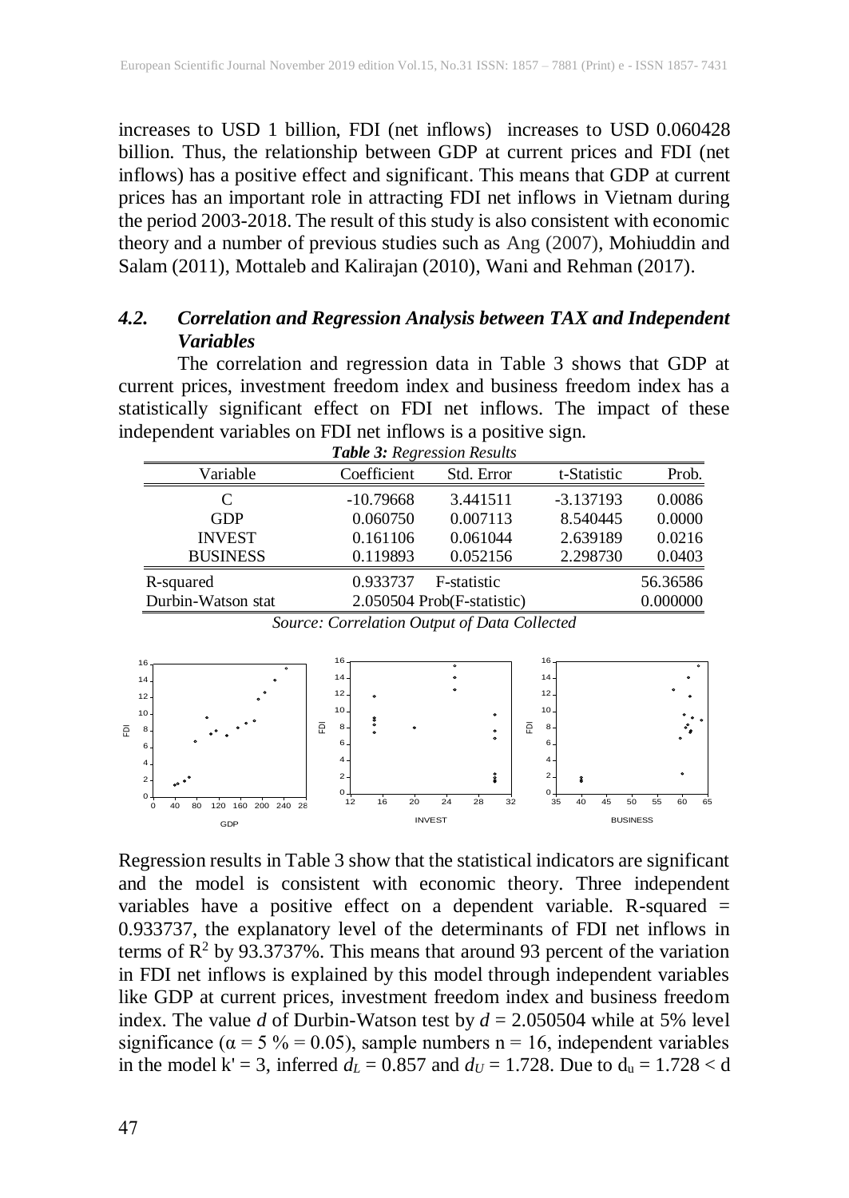increases to USD 1 billion, FDI (net inflows) increases to USD 0.060428 billion. Thus, the relationship between GDP at current prices and FDI (net inflows) has a positive effect and significant. This means that GDP at current prices has an important role in attracting FDI net inflows in Vietnam during the period 2003-2018. The result of this study is also consistent with economic theory and a number of previous studies such as Ang (2007), Mohiuddin and Salam (2011), Mottaleb and Kalirajan (2010), Wani and Rehman (2017).

### *4.2. Correlation and Regression Analysis between TAX and Independent Variables*

The correlation and regression data in Table 3 shows that GDP at current prices, investment freedom index and business freedom index has a statistically significant effect on FDI net inflows. The impact of these independent variables on FDI net inflows is a positive sign.

***Table 3:** Regression Results*

| Variable | Coefficient | Std. Error | t-Statistic | Prob. |
|---|---|---|---|---|
| C | -10.79668 | 3.441511 | -3.137193 | 0.0086 |
| GDP | 0.060750 | 0.007113 | 8.540445 | 0.0000 |
| INVEST | 0.161106 | 0.061044 | 2.639189 | 0.0216 |
| BUSINESS | 0.119893 | 0.052156 | 2.298730 | 0.0403 |
| R-squared | 0.933737 | F-statistic | | 56.36586 |
| Durbin-Watson stat | 2.050504 | Prob(F-statistic) | | 0.000000 |

*Source: Correlation Output of Data Collected*

Regression results in Table 3 show that the statistical indicators are significant and the model is consistent with economic theory. Three independent variables have a positive effect on a dependent variable. R-squared = 0.933737, the explanatory level of the determinants of FDI net inflows in terms of $R^2$ by 93.3737%. This means that around 93 percent of the variation in FDI net inflows is explained by this model through independent variables like GDP at current prices, investment freedom index and business freedom index. The value *d* of Durbin-Watson test by $d = 2.050504$ while at 5% level significance ($\alpha = 5\ \% = 0.05$), sample numbers n = 16, independent variables in the model k' = 3, inferred $d_L = 0.857$ and $d_U = 1.728$. Due to $d_u = 1.728 < d$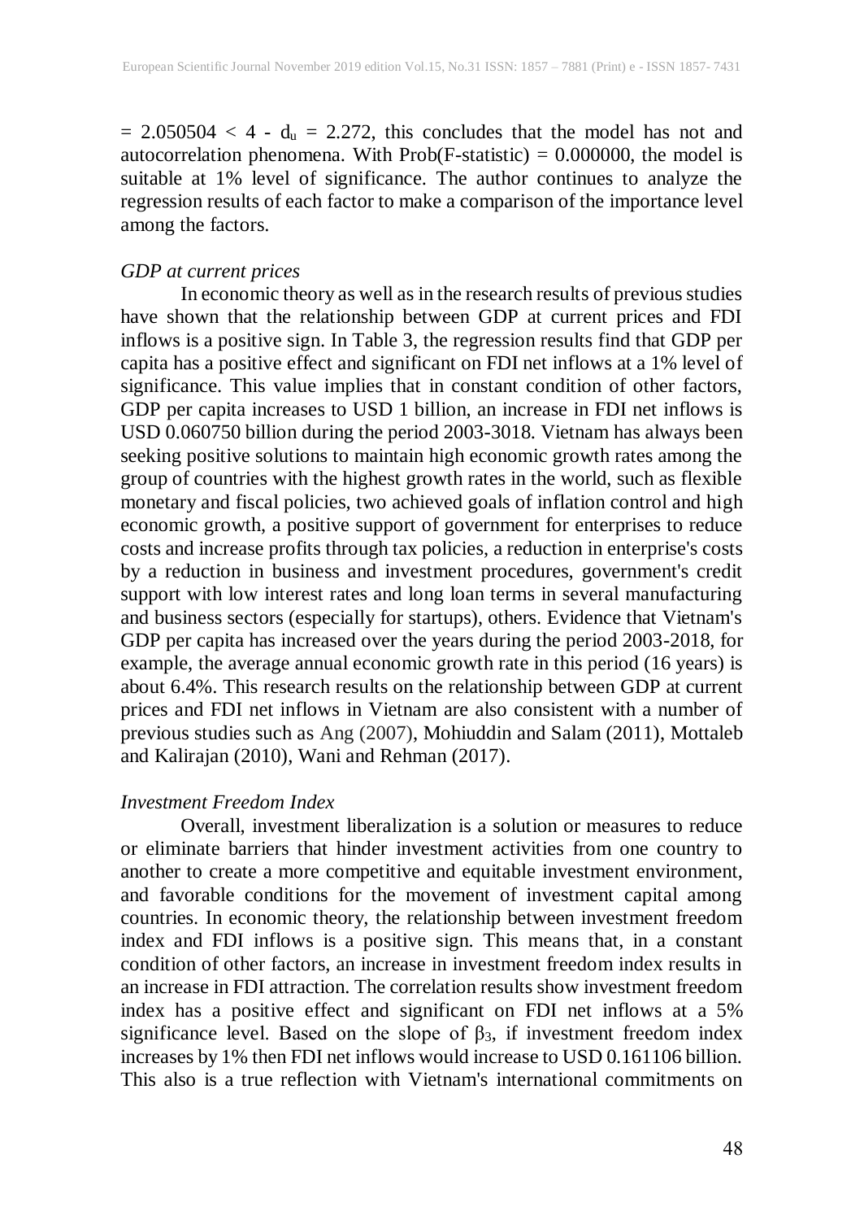= 2.050504 < 4 - $d_u$ = 2.272, this concludes that the model has not and autocorrelation phenomena. With Prob(F-statistic) = 0.000000, the model is suitable at 1% level of significance. The author continues to analyze the regression results of each factor to make a comparison of the importance level among the factors.

*GDP at current prices*

In economic theory as well as in the research results of previous studies have shown that the relationship between GDP at current prices and FDI inflows is a positive sign. In Table 3, the regression results find that GDP per capita has a positive effect and significant on FDI net inflows at a 1% level of significance. This value implies that in constant condition of other factors, GDP per capita increases to USD 1 billion, an increase in FDI net inflows is USD 0.060750 billion during the period 2003-3018. Vietnam has always been seeking positive solutions to maintain high economic growth rates among the group of countries with the highest growth rates in the world, such as flexible monetary and fiscal policies, two achieved goals of inflation control and high economic growth, a positive support of government for enterprises to reduce costs and increase profits through tax policies, a reduction in enterprise's costs by a reduction in business and investment procedures, government's credit support with low interest rates and long loan terms in several manufacturing and business sectors (especially for startups), others. Evidence that Vietnam's GDP per capita has increased over the years during the period 2003-2018, for example, the average annual economic growth rate in this period (16 years) is about 6.4%. This research results on the relationship between GDP at current prices and FDI net inflows in Vietnam are also consistent with a number of previous studies such as Ang (2007), Mohiuddin and Salam (2011), Mottaleb and Kalirajan (2010), Wani and Rehman (2017).

*Investment Freedom Index*

Overall, investment liberalization is a solution or measures to reduce or eliminate barriers that hinder investment activities from one country to another to create a more competitive and equitable investment environment, and favorable conditions for the movement of investment capital among countries. In economic theory, the relationship between investment freedom index and FDI inflows is a positive sign. This means that, in a constant condition of other factors, an increase in investment freedom index results in an increase in FDI attraction. The correlation results show investment freedom index has a positive effect and significant on FDI net inflows at a 5% significance level. Based on the slope of $\beta_3$, if investment freedom index increases by 1% then FDI net inflows would increase to USD 0.161106 billion. This also is a true reflection with Vietnam's international commitments on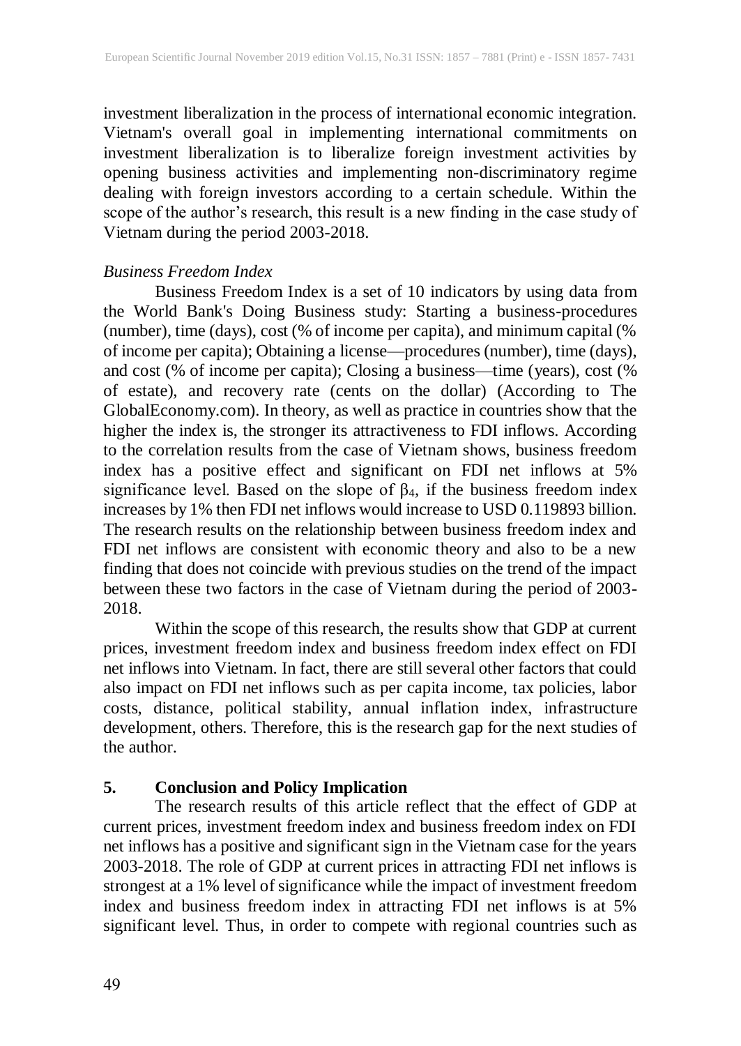investment liberalization in the process of international economic integration. Vietnam's overall goal in implementing international commitments on investment liberalization is to liberalize foreign investment activities by opening business activities and implementing non-discriminatory regime dealing with foreign investors according to a certain schedule. Within the scope of the author's research, this result is a new finding in the case study of Vietnam during the period 2003-2018.

*Business Freedom Index*

Business Freedom Index is a set of 10 indicators by using data from the World Bank's Doing Business study: Starting a business-procedures (number), time (days), cost (% of income per capita), and minimum capital (% of income per capita); Obtaining a license—procedures (number), time (days), and cost (% of income per capita); Closing a business—time (years), cost (% of estate), and recovery rate (cents on the dollar) (According to The GlobalEconomy.com). In theory, as well as practice in countries show that the higher the index is, the stronger its attractiveness to FDI inflows. According to the correlation results from the case of Vietnam shows, business freedom index has a positive effect and significant on FDI net inflows at 5% significance level. Based on the slope of $\beta_4$, if the business freedom index increases by 1% then FDI net inflows would increase to USD 0.119893 billion. The research results on the relationship between business freedom index and FDI net inflows are consistent with economic theory and also to be a new finding that does not coincide with previous studies on the trend of the impact between these two factors in the case of Vietnam during the period of 2003-2018.

Within the scope of this research, the results show that GDP at current prices, investment freedom index and business freedom index effect on FDI net inflows into Vietnam. In fact, there are still several other factors that could also impact on FDI net inflows such as per capita income, tax policies, labor costs, distance, political stability, annual inflation index, infrastructure development, others. Therefore, this is the research gap for the next studies of the author.

## 5. Conclusion and Policy Implication

The research results of this article reflect that the effect of GDP at current prices, investment freedom index and business freedom index on FDI net inflows has a positive and significant sign in the Vietnam case for the years 2003-2018. The role of GDP at current prices in attracting FDI net inflows is strongest at a 1% level of significance while the impact of investment freedom index and business freedom index in attracting FDI net inflows is at 5% significant level. Thus, in order to compete with regional countries such as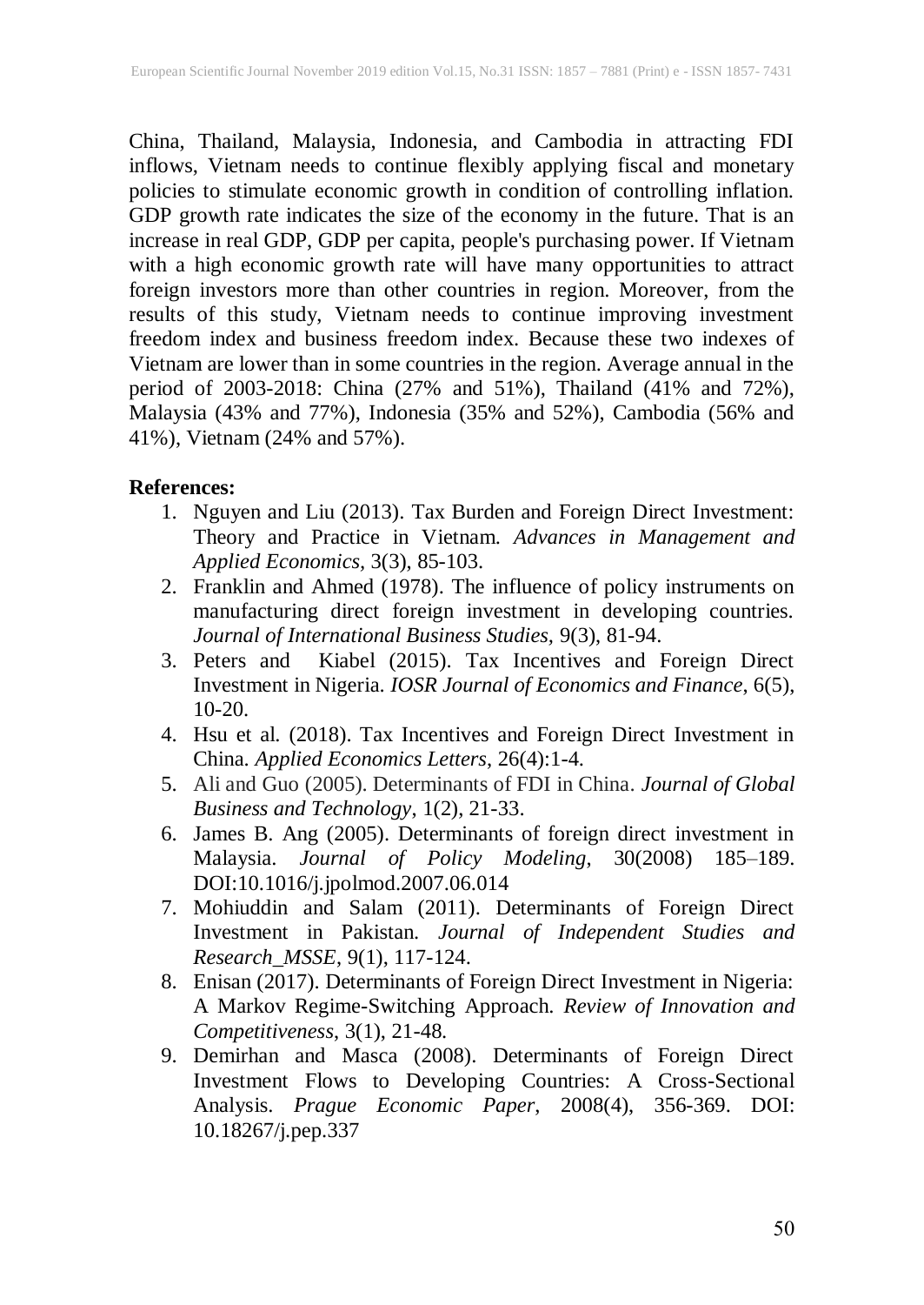China, Thailand, Malaysia, Indonesia, and Cambodia in attracting FDI inflows, Vietnam needs to continue flexibly applying fiscal and monetary policies to stimulate economic growth in condition of controlling inflation. GDP growth rate indicates the size of the economy in the future. That is an increase in real GDP, GDP per capita, people's purchasing power. If Vietnam with a high economic growth rate will have many opportunities to attract foreign investors more than other countries in region. Moreover, from the results of this study, Vietnam needs to continue improving investment freedom index and business freedom index. Because these two indexes of Vietnam are lower than in some countries in the region. Average annual in the period of 2003-2018: China (27% and 51%), Thailand (41% and 72%), Malaysia (43% and 77%), Indonesia (35% and 52%), Cambodia (56% and 41%), Vietnam (24% and 57%).

**References:**

1. Nguyen and Liu (2013). Tax Burden and Foreign Direct Investment: Theory and Practice in Vietnam. *Advances in Management and Applied Economics*, 3(3), 85-103.
2. Franklin and Ahmed (1978). The influence of policy instruments on manufacturing direct foreign investment in developing countries. *Journal of International Business Studies*, 9(3), 81-94.
3. Peters and Kiabel (2015). Tax Incentives and Foreign Direct Investment in Nigeria. *IOSR Journal of Economics and Finance*, 6(5), 10-20.
4. Hsu et al. (2018). Tax Incentives and Foreign Direct Investment in China. *Applied Economics Letters*, 26(4):1-4.
5. Ali and Guo (2005). Determinants of FDI in China. *Journal of Global Business and Technology*, 1(2), 21-33.
6. James B. Ang (2005). Determinants of foreign direct investment in Malaysia. *Journal of Policy Modeling*, 30(2008) 185–189. DOI:10.1016/j.jpolmod.2007.06.014
7. Mohiuddin and Salam (2011). Determinants of Foreign Direct Investment in Pakistan. *Journal of Independent Studies and Research_MSSE*, 9(1), 117-124.
8. Enisan (2017). Determinants of Foreign Direct Investment in Nigeria: A Markov Regime-Switching Approach. *Review of Innovation and Competitiveness*, 3(1), 21-48.
9. Demirhan and Masca (2008). Determinants of Foreign Direct Investment Flows to Developing Countries: A Cross-Sectional Analysis. *Prague Economic Paper*, 2008(4), 356-369. DOI: 10.18267/j.pep.337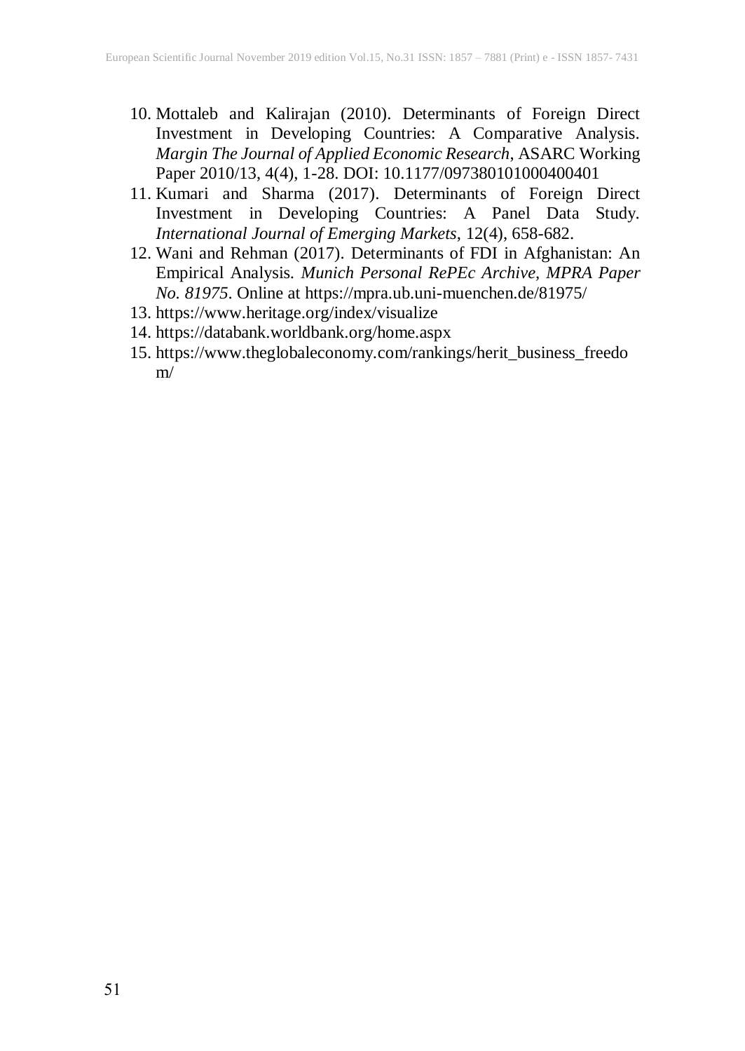10. Mottaleb and Kalirajan (2010). Determinants of Foreign Direct Investment in Developing Countries: A Comparative Analysis. *Margin The Journal of Applied Economic Research*, ASARC Working Paper 2010/13, 4(4), 1-28. DOI: 10.1177/097380101000400401
11. Kumari and Sharma (2017). Determinants of Foreign Direct Investment in Developing Countries: A Panel Data Study. *International Journal of Emerging Markets*, 12(4), 658-682.
12. Wani and Rehman (2017). Determinants of FDI in Afghanistan: An Empirical Analysis. *Munich Personal RePEc Archive, MPRA Paper No. 81975*. Online at https://mpra.ub.uni-muenchen.de/81975/
13. https://www.heritage.org/index/visualize
14. https://databank.worldbank.org/home.aspx
15. https://www.theglobaleconomy.com/rankings/herit_business_freedom/